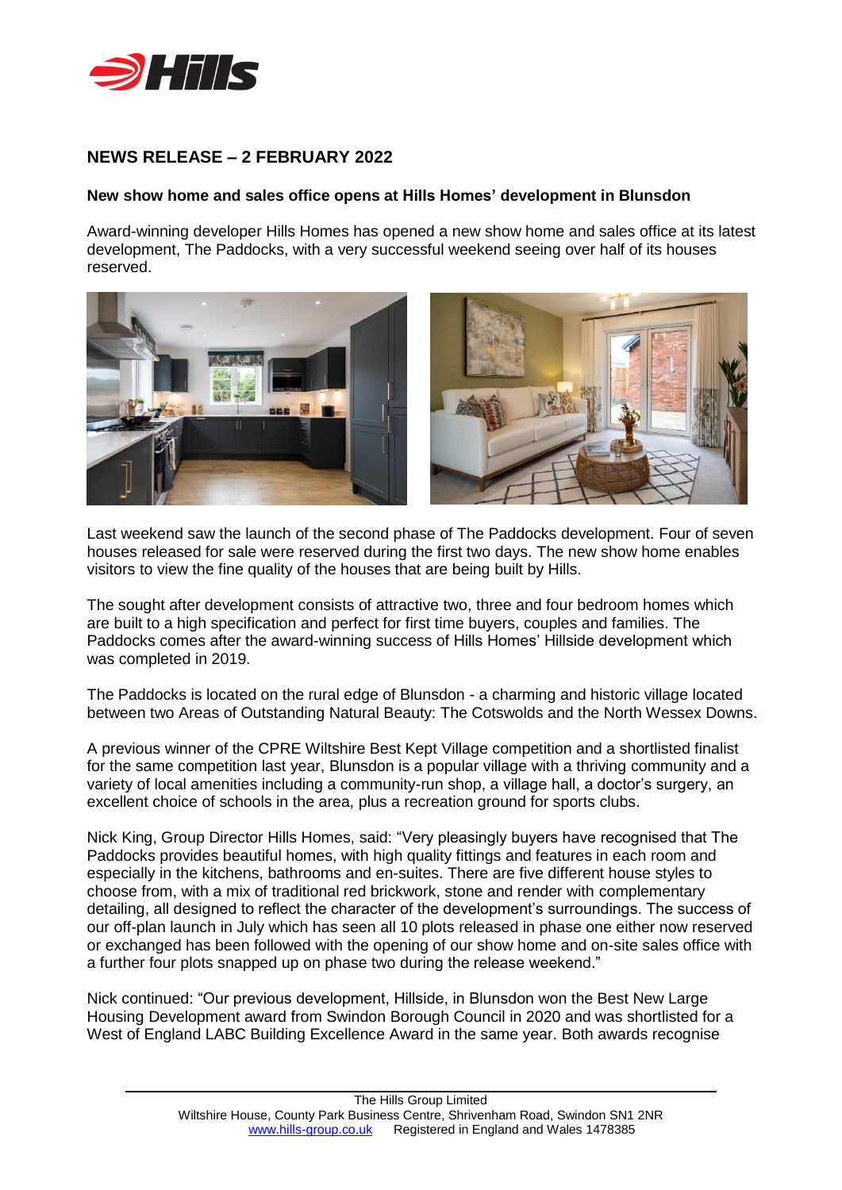## NEWS RELEASE – 2 FEBRUARY 2022

**New show home and sales office opens at Hills Homes' development in Blunsdon**

Award-winning developer Hills Homes has opened a new show home and sales office at its latest development, The Paddocks, with a very successful weekend seeing over half of its houses reserved.

Last weekend saw the launch of the second phase of The Paddocks development. Four of seven houses released for sale were reserved during the first two days. The new show home enables visitors to view the fine quality of the houses that are being built by Hills.

The sought after development consists of attractive two, three and four bedroom homes which are built to a high specification and perfect for first time buyers, couples and families. The Paddocks comes after the award-winning success of Hills Homes' Hillside development which was completed in 2019.

The Paddocks is located on the rural edge of Blunsdon - a charming and historic village located between two Areas of Outstanding Natural Beauty: The Cotswolds and the North Wessex Downs.

A previous winner of the CPRE Wiltshire Best Kept Village competition and a shortlisted finalist for the same competition last year, Blunsdon is a popular village with a thriving community and a variety of local amenities including a community-run shop, a village hall, a doctor's surgery, an excellent choice of schools in the area, plus a recreation ground for sports clubs.

Nick King, Group Director Hills Homes, said: "Very pleasingly buyers have recognised that The Paddocks provides beautiful homes, with high quality fittings and features in each room and especially in the kitchens, bathrooms and en-suites. There are five different house styles to choose from, with a mix of traditional red brickwork, stone and render with complementary detailing, all designed to reflect the character of the development's surroundings. The success of our off-plan launch in July which has seen all 10 plots released in phase one either now reserved or exchanged has been followed with the opening of our show home and on-site sales office with a further four plots snapped up on phase two during the release weekend."

Nick continued: "Our previous development, Hillside, in Blunsdon won the Best New Large Housing Development award from Swindon Borough Council in 2020 and was shortlisted for a West of England LABC Building Excellence Award in the same year. Both awards recognise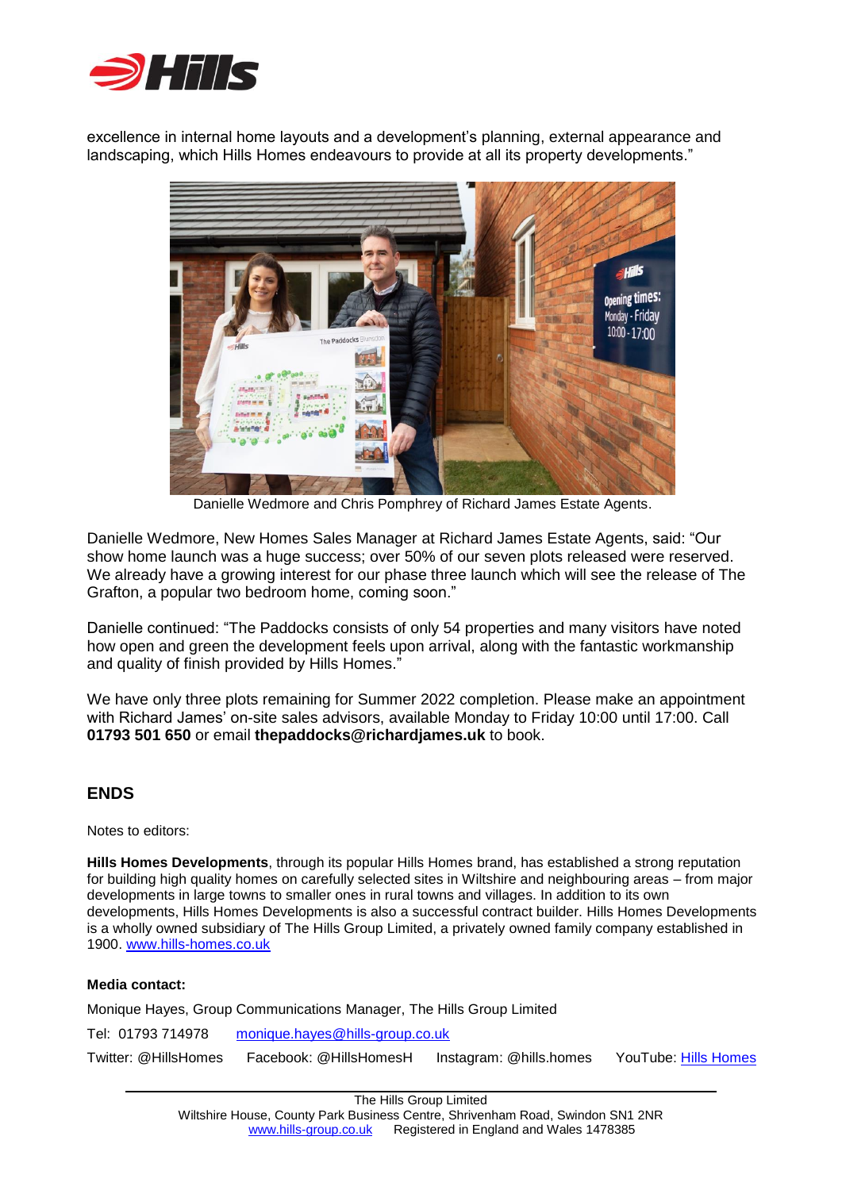excellence in internal home layouts and a development's planning, external appearance and landscaping, which Hills Homes endeavours to provide at all its property developments."

Danielle Wedmore and Chris Pomphrey of Richard James Estate Agents.

Danielle Wedmore, New Homes Sales Manager at Richard James Estate Agents, said: "Our show home launch was a huge success; over 50% of our seven plots released were reserved. We already have a growing interest for our phase three launch which will see the release of The Grafton, a popular two bedroom home, coming soon."

Danielle continued: "The Paddocks consists of only 54 properties and many visitors have noted how open and green the development feels upon arrival, along with the fantastic workmanship and quality of finish provided by Hills Homes."

We have only three plots remaining for Summer 2022 completion. Please make an appointment with Richard James' on-site sales advisors, available Monday to Friday 10:00 until 17:00. Call **01793 501 650** or email **thepaddocks@richardjames.uk** to book.

## ENDS

Notes to editors:

**Hills Homes Developments**, through its popular Hills Homes brand, has established a strong reputation for building high quality homes on carefully selected sites in Wiltshire and neighbouring areas – from major developments in large towns to smaller ones in rural towns and villages. In addition to its own developments, Hills Homes Developments is also a successful contract builder. Hills Homes Developments is a wholly owned subsidiary of The Hills Group Limited, a privately owned family company established in 1900. www.hills-homes.co.uk

**Media contact:**

Monique Hayes, Group Communications Manager, The Hills Group Limited

Tel: 01793 714978 monique.hayes@hills-group.co.uk

Twitter: @HillsHomes Facebook: @HillsHomesH Instagram: @hills.homes YouTube: Hills Homes

The Hills Group Limited
Wiltshire House, County Park Business Centre, Shrivenham Road, Swindon SN1 2NR
www.hills-group.co.uk Registered in England and Wales 1478385